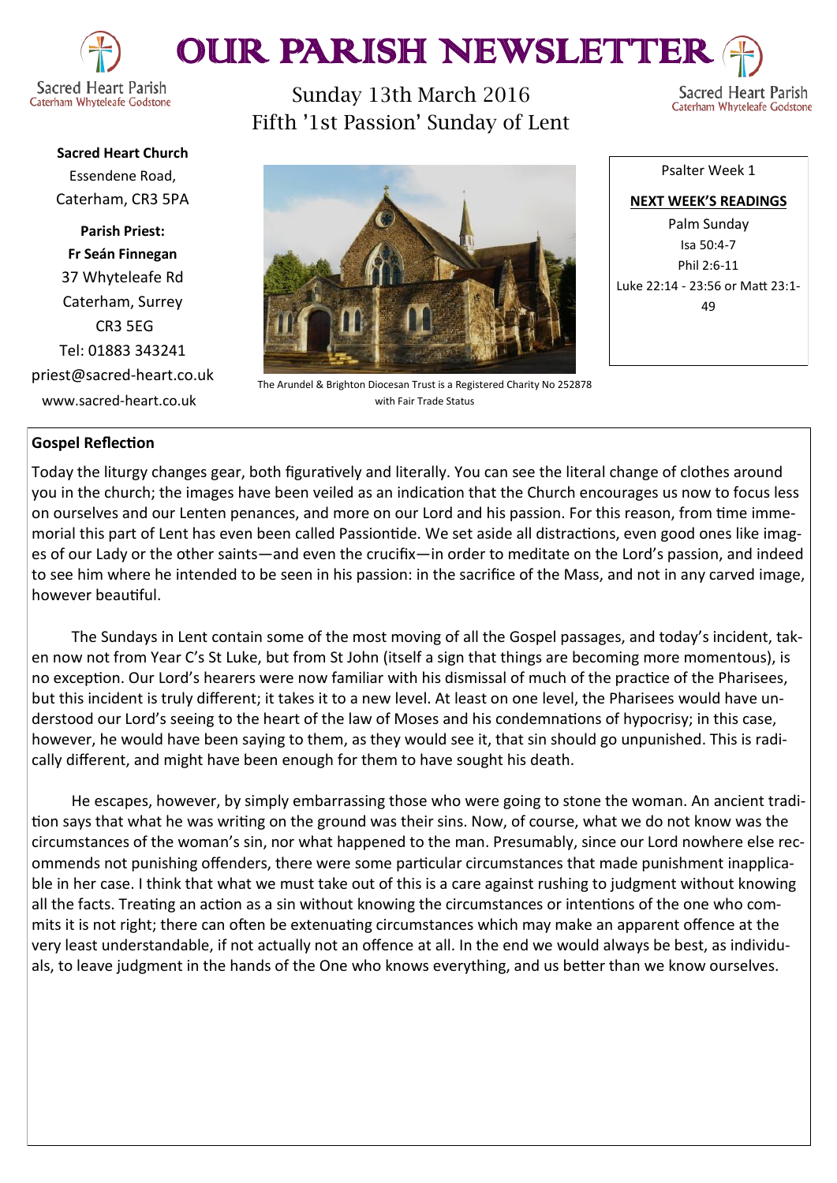# OUR PARISH NEWSLETTER

Sacred Heart Parish
Caterham Whyteleafe Godstone

Sunday 13th March 2016
Fifth '1st Passion' Sunday of Lent

**Sacred Heart Church**
Essendene Road,
Caterham, CR3 5PA

**Parish Priest:**
**Fr Seán Finnegan**
37 Whyteleafe Rd
Caterham, Surrey
CR3 5EG
Tel: 01883 343241
priest@sacred-heart.co.uk
www.sacred-heart.co.uk

The Arundel & Brighton Diocesan Trust is a Registered Charity No 252878 with Fair Trade Status

Psalter Week 1

**NEXT WEEK'S READINGS**

Palm Sunday
Isa 50:4-7
Phil 2:6-11
Luke 22:14 - 23:56 or Matt 23:1-49

## Gospel Reflection

Today the liturgy changes gear, both figuratively and literally. You can see the literal change of clothes around you in the church; the images have been veiled as an indication that the Church encourages us now to focus less on ourselves and our Lenten penances, and more on our Lord and his passion. For this reason, from time immemorial this part of Lent has even been called Passiontide. We set aside all distractions, even good ones like images of our Lady or the other saints—and even the crucifix—in order to meditate on the Lord's passion, and indeed to see him where he intended to be seen in his passion: in the sacrifice of the Mass, and not in any carved image, however beautiful.

The Sundays in Lent contain some of the most moving of all the Gospel passages, and today's incident, taken now not from Year C's St Luke, but from St John (itself a sign that things are becoming more momentous), is no exception. Our Lord's hearers were now familiar with his dismissal of much of the practice of the Pharisees, but this incident is truly different; it takes it to a new level. At least on one level, the Pharisees would have understood our Lord's seeing to the heart of the law of Moses and his condemnations of hypocrisy; in this case, however, he would have been saying to them, as they would see it, that sin should go unpunished. This is radically different, and might have been enough for them to have sought his death.

He escapes, however, by simply embarrassing those who were going to stone the woman. An ancient tradition says that what he was writing on the ground was their sins. Now, of course, what we do not know was the circumstances of the woman's sin, nor what happened to the man. Presumably, since our Lord nowhere else recommends not punishing offenders, there were some particular circumstances that made punishment inapplicable in her case. I think that what we must take out of this is a care against rushing to judgment without knowing all the facts. Treating an action as a sin without knowing the circumstances or intentions of the one who commits it is not right; there can often be extenuating circumstances which may make an apparent offence at the very least understandable, if not actually not an offence at all. In the end we would always be best, as individuals, to leave judgment in the hands of the One who knows everything, and us better than we know ourselves.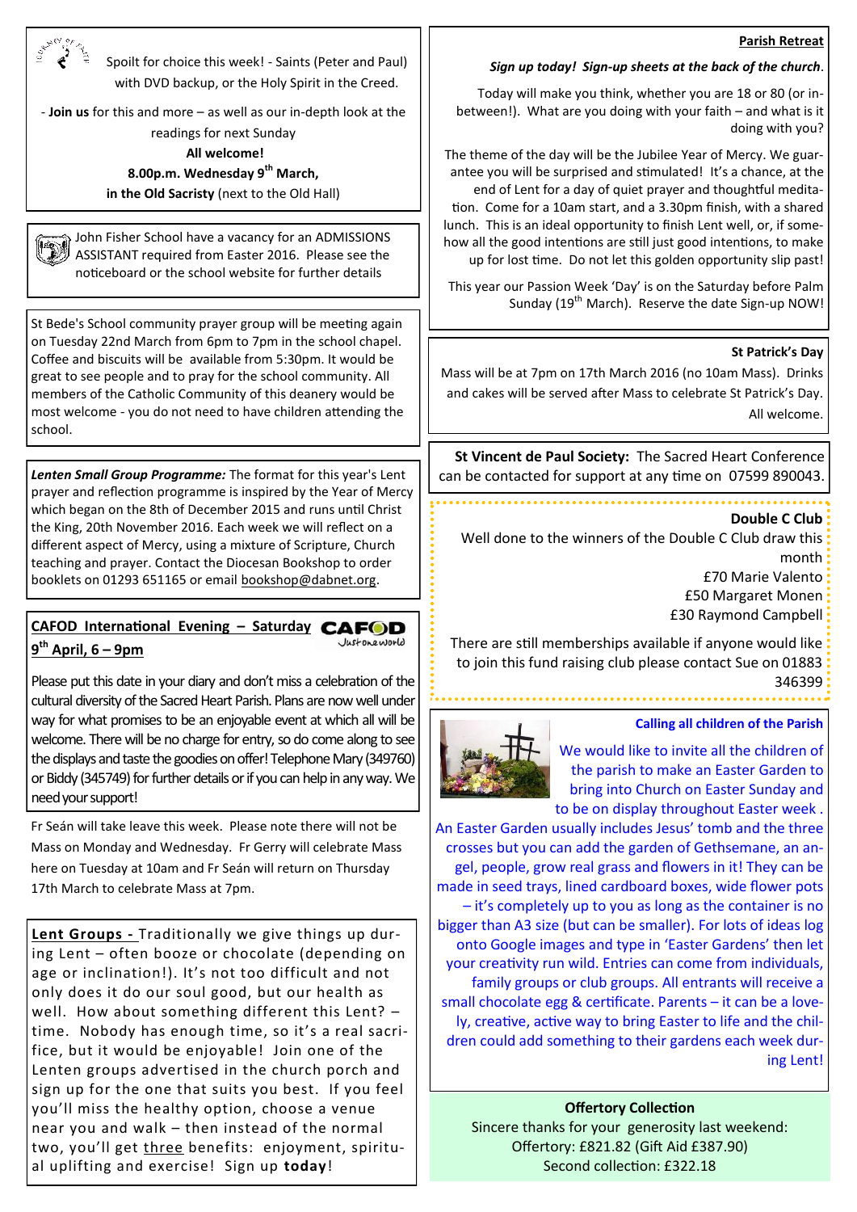Spoilt for choice this week! - Saints (Peter and Paul) with DVD backup, or the Holy Spirit in the Creed.

- **Join us** for this and more – as well as our in-depth look at the readings for next Sunday

**All welcome!**

**8.00p.m. Wednesday 9th March,**

**in the Old Sacristy** (next to the Old Hall)

John Fisher School have a vacancy for an ADMISSIONS ASSISTANT required from Easter 2016. Please see the noticeboard or the school website for further details

St Bede's School community prayer group will be meeting again on Tuesday 22nd March from 6pm to 7pm in the school chapel. Coffee and biscuits will be available from 5:30pm. It would be great to see people and to pray for the school community. All members of the Catholic Community of this deanery would be most welcome - you do not need to have children attending the school.

***Lenten Small Group Programme:*** The format for this year's Lent prayer and reflection programme is inspired by the Year of Mercy which began on the 8th of December 2015 and runs until Christ the King, 20th November 2016. Each week we will reflect on a different aspect of Mercy, using a mixture of Scripture, Church teaching and prayer. Contact the Diocesan Bookshop to order booklets on 01293 651165 or email bookshop@dabnet.org.

## CAFOD International Evening – Saturday 9th April, 6 – 9pm

CAFOD *Just one world*

Please put this date in your diary and don't miss a celebration of the cultural diversity of the Sacred Heart Parish. Plans are now well under way for what promises to be an enjoyable event at which all will be welcome. There will be no charge for entry, so do come along to see the displays and taste the goodies on offer! Telephone Mary (349760) or Biddy (345749) for further details or if you can help in any way. We need your support!

Fr Seán will take leave this week. Please note there will not be Mass on Monday and Wednesday. Fr Gerry will celebrate Mass here on Tuesday at 10am and Fr Seán will return on Thursday 17th March to celebrate Mass at 7pm.

**Lent Groups -** Traditionally we give things up during Lent – often booze or chocolate (depending on age or inclination!). It's not too difficult and not only does it do our soul good, but our health as well. How about something different this Lent? – time. Nobody has enough time, so it's a real sacrifice, but it would be enjoyable! Join one of the Lenten groups advertised in the church porch and sign up for the one that suits you best. If you feel you'll miss the healthy option, choose a venue near you and walk – then instead of the normal two, you'll get three benefits: enjoyment, spiritual uplifting and exercise! Sign up **today**!

## Parish Retreat

***Sign up today! Sign-up sheets at the back of the church.***

Today will make you think, whether you are 18 or 80 (or in-between!). What are you doing with your faith – and what is it doing with you?

The theme of the day will be the Jubilee Year of Mercy. We guarantee you will be surprised and stimulated! It's a chance, at the end of Lent for a day of quiet prayer and thoughtful meditation. Come for a 10am start, and a 3.30pm finish, with a shared lunch. This is an ideal opportunity to finish Lent well, or, if somehow all the good intentions are still just good intentions, to make up for lost time. Do not let this golden opportunity slip past!

This year our Passion Week 'Day' is on the Saturday before Palm Sunday (19th March). Reserve the date Sign-up NOW!

## St Patrick's Day

Mass will be at 7pm on 17th March 2016 (no 10am Mass). Drinks and cakes will be served after Mass to celebrate St Patrick's Day. All welcome.

**St Vincent de Paul Society:** The Sacred Heart Conference can be contacted for support at any time on 07599 890043.

## Double C Club

Well done to the winners of the Double C Club draw this month

£70 Marie Valento
£50 Margaret Monen
£30 Raymond Campbell

There are still memberships available if anyone would like to join this fund raising club please contact Sue on 01883 346399

## Calling all children of the Parish

We would like to invite all the children of the parish to make an Easter Garden to bring into Church on Easter Sunday and to be on display throughout Easter week. An Easter Garden usually includes Jesus' tomb and the three crosses but you can add the garden of Gethsemane, an angel, people, grow real grass and flowers in it! They can be made in seed trays, lined cardboard boxes, wide flower pots – it's completely up to you as long as the container is no bigger than A3 size (but can be smaller). For lots of ideas log onto Google images and type in 'Easter Gardens' then let your creativity run wild. Entries can come from individuals, family groups or club groups. All entrants will receive a small chocolate egg & certificate. Parents – it can be a lovely, creative, active way to bring Easter to life and the children could add something to their gardens each week during Lent!

## Offertory Collection

Sincere thanks for your generosity last weekend:
Offertory: £821.82 (Gift Aid £387.90)
Second collection: £322.18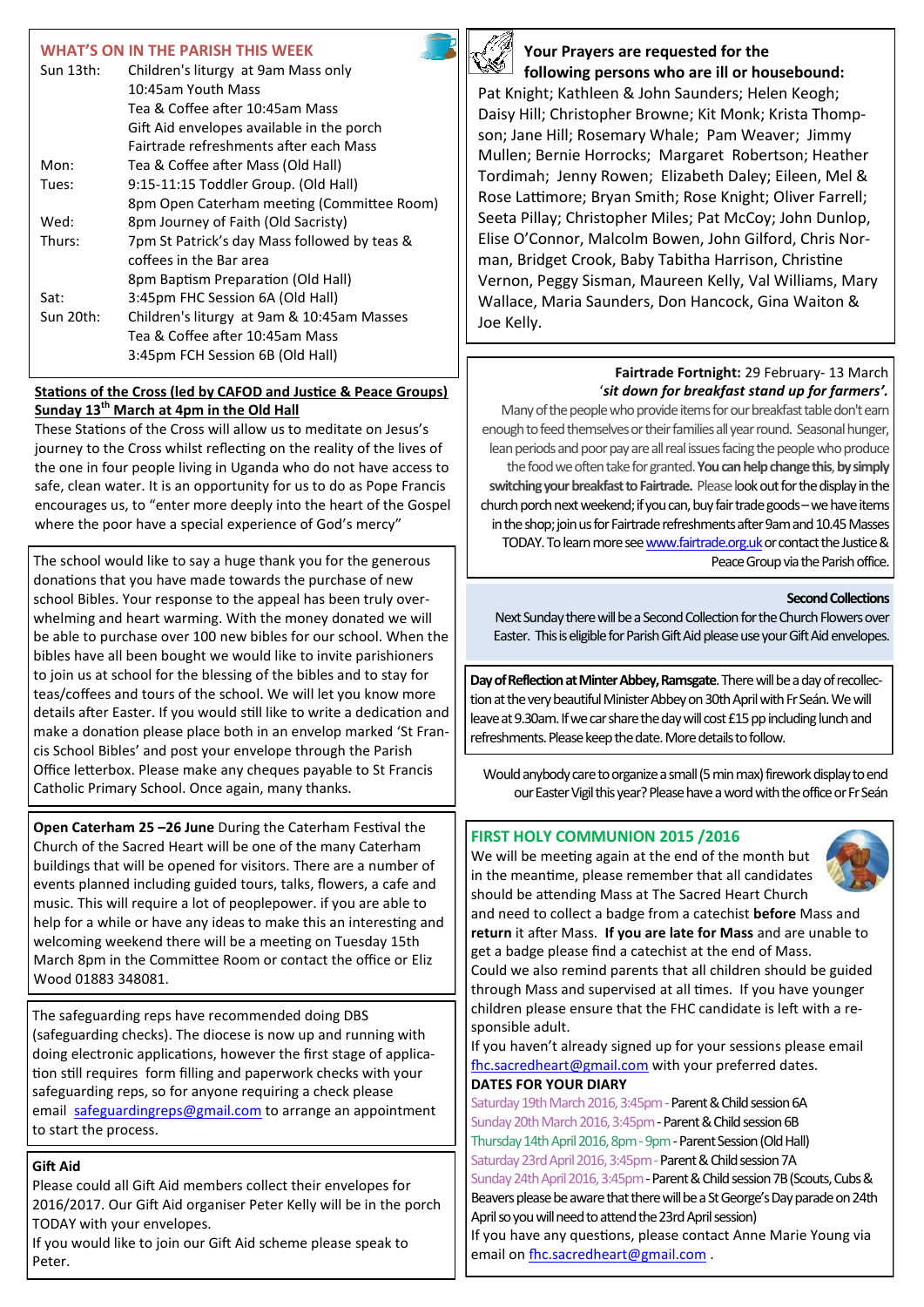## WHAT'S ON IN THE PARISH THIS WEEK

| | |
|---|---|
| Sun 13th: | Children's liturgy at 9am Mass only |
| | 10:45am Youth Mass |
| | Tea & Coffee after 10:45am Mass |
| | Gift Aid envelopes available in the porch |
| | Fairtrade refreshments after each Mass |
| Mon: | Tea & Coffee after Mass (Old Hall) |
| Tues: | 9:15-11:15 Toddler Group. (Old Hall) |
| | 8pm Open Caterham meeting (Committee Room) |
| Wed: | 8pm Journey of Faith (Old Sacristy) |
| Thurs: | 7pm St Patrick's day Mass followed by teas & coffees in the Bar area |
| | 8pm Baptism Preparation (Old Hall) |
| Sat: | 3:45pm FHC Session 6A (Old Hall) |
| Sun 20th: | Children's liturgy at 9am & 10:45am Masses |
| | Tea & Coffee after 10:45am Mass |
| | 3:45pm FCH Session 6B (Old Hall) |

**Stations of the Cross (led by CAFOD and Justice & Peace Groups) Sunday 13th March at 4pm in the Old Hall**

These Stations of the Cross will allow us to meditate on Jesus's journey to the Cross whilst reflecting on the reality of the lives of the one in four people living in Uganda who do not have access to safe, clean water. It is an opportunity for us to do as Pope Francis encourages us, to "enter more deeply into the heart of the Gospel where the poor have a special experience of God's mercy"

The school would like to say a huge thank you for the generous donations that you have made towards the purchase of new school Bibles. Your response to the appeal has been truly overwhelming and heart warming. With the money donated we will be able to purchase over 100 new bibles for our school. When the bibles have all been bought we would like to invite parishioners to join us at school for the blessing of the bibles and to stay for teas/coffees and tours of the school. We will let you know more details after Easter. If you would still like to write a dedication and make a donation please place both in an envelop marked 'St Francis School Bibles' and post your envelope through the Parish Office letterbox. Please make any cheques payable to St Francis Catholic Primary School. Once again, many thanks.

**Open Caterham 25 –26 June** During the Caterham Festival the Church of the Sacred Heart will be one of the many Caterham buildings that will be opened for visitors. There are a number of events planned including guided tours, talks, flowers, a cafe and music. This will require a lot of peoplepower. if you are able to help for a while or have any ideas to make this an interesting and welcoming weekend there will be a meeting on Tuesday 15th March 8pm in the Committee Room or contact the office or Eliz Wood 01883 348081.

The safeguarding reps have recommended doing DBS (safeguarding checks). The diocese is now up and running with doing electronic applications, however the first stage of application still requires form filling and paperwork checks with your safeguarding reps, so for anyone requiring a check please email safeguardingreps@gmail.com to arrange an appointment to start the process.

**Gift Aid**

Please could all Gift Aid members collect their envelopes for 2016/2017. Our Gift Aid organiser Peter Kelly will be in the porch TODAY with your envelopes.
If you would like to join our Gift Aid scheme please speak to Peter.

**Your Prayers are requested for the following persons who are ill or housebound:**

Pat Knight; Kathleen & John Saunders; Helen Keogh; Daisy Hill; Christopher Browne; Kit Monk; Krista Thompson; Jane Hill; Rosemary Whale; Pam Weaver; Jimmy Mullen; Bernie Horrocks; Margaret Robertson; Heather Tordimah; Jenny Rowen; Elizabeth Daley; Eileen, Mel & Rose Lattimore; Bryan Smith; Rose Knight; Oliver Farrell; Seeta Pillay; Christopher Miles; Pat McCoy; John Dunlop, Elise O'Connor, Malcolm Bowen, John Gilford, Chris Norman, Bridget Crook, Baby Tabitha Harrison, Christine Vernon, Peggy Sisman, Maureen Kelly, Val Williams, Mary Wallace, Maria Saunders, Don Hancock, Gina Waiton & Joe Kelly.

**Fairtrade Fortnight:** 29 February- 13 March
*'sit down for breakfast stand up for farmers'.*

Many of the people who provide items for our breakfast table don't earn enough to feed themselves or their families all year round. Seasonal hunger, lean periods and poor pay are all real issues facing the people who produce the food we often take for granted. **You can help change this, by simply switching your breakfast to Fairtrade.** Please look out for the display in the church porch next weekend; if you can, buy fair trade goods – we have items in the shop; join us for Fairtrade refreshments after 9am and 10.45 Masses TODAY. To learn more see www.fairtrade.org.uk or contact the Justice & Peace Group via the Parish office.

**Second Collections**

Next Sunday there will be a Second Collection for the Church Flowers over Easter. This is eligible for Parish Gift Aid please use your Gift Aid envelopes.

**Day of Reflection at Minter Abbey, Ramsgate**. There will be a day of recollection at the very beautiful Minister Abbey on 30th April with Fr Seán. We will leave at 9.30am. If we car share the day will cost £15 pp including lunch and refreshments. Please keep the date. More details to follow.

Would anybody care to organize a small (5 min max) firework display to end our Easter Vigil this year? Please have a word with the office or Fr Seán

## FIRST HOLY COMMUNION 2015 /2016

We will be meeting again at the end of the month but in the meantime, please remember that all candidates should be attending Mass at The Sacred Heart Church and need to collect a badge from a catechist **before** Mass and **return** it after Mass. **If you are late for Mass** and are unable to get a badge please find a catechist at the end of Mass.
Could we also remind parents that all children should be guided through Mass and supervised at all times. If you have younger children please ensure that the FHC candidate is left with a responsible adult.
If you haven't already signed up for your sessions please email fhc.sacredheart@gmail.com with your preferred dates.

**DATES FOR YOUR DIARY**

Saturday 19th March 2016, 3:45pm - Parent & Child session 6A
Sunday 20th March 2016, 3:45pm - Parent & Child session 6B
Thursday 14th April 2016, 8pm - 9pm - Parent Session (Old Hall)
Saturday 23rd April 2016, 3:45pm - Parent & Child session 7A
Sunday 24th April 2016, 3:45pm - Parent & Child session 7B (Scouts, Cubs & Beavers please be aware that there will be a St George's Day parade on 24th April so you will need to attend the 23rd April session)
If you have any questions, please contact Anne Marie Young via email on fhc.sacredheart@gmail.com .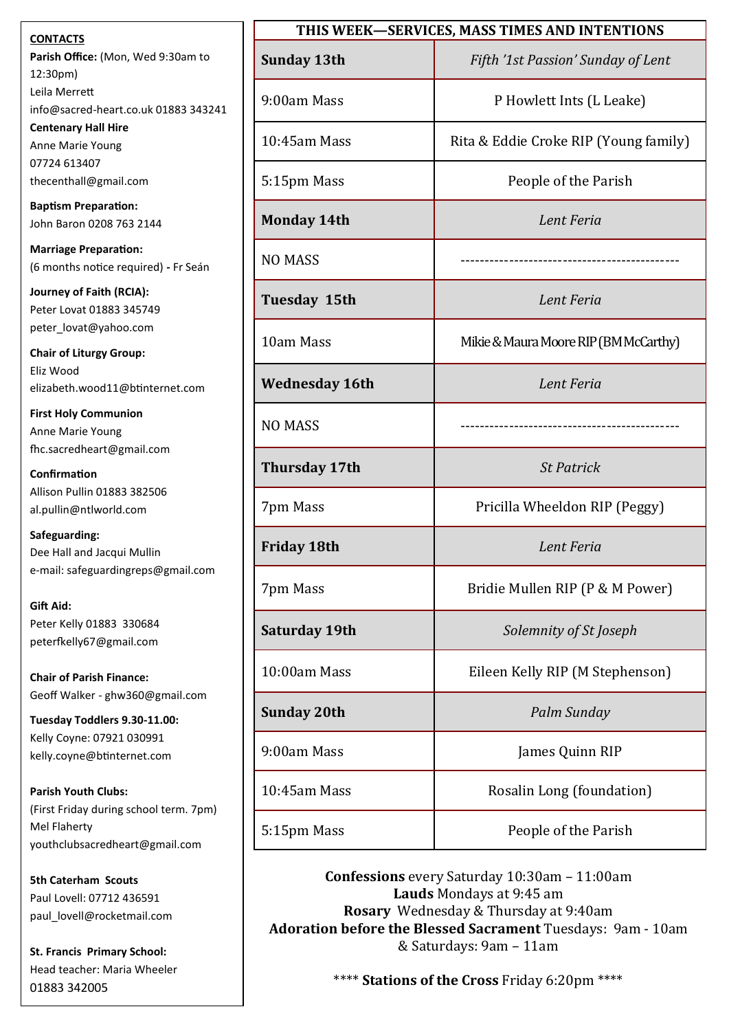**CONTACTS**

**Parish Office:** (Mon, Wed 9:30am to 12:30pm)
Leila Merrett
info@sacred-heart.co.uk 01883 343241

**Centenary Hall Hire**
Anne Marie Young
07724 613407
thecenthall@gmail.com

**Baptism Preparation:**
John Baron 0208 763 2144

**Marriage Preparation:**
(6 months notice required) **-** Fr Seán

**Journey of Faith (RCIA):**
Peter Lovat 01883 345749
peter_lovat@yahoo.com

**Chair of Liturgy Group:**
Eliz Wood
elizabeth.wood11@btinternet.com

**First Holy Communion**
Anne Marie Young
fhc.sacredheart@gmail.com

**Confirmation**
Allison Pullin 01883 382506
al.pullin@ntlworld.com

**Safeguarding:**
Dee Hall and Jacqui Mullin
e-mail: safeguardingreps@gmail.com

**Gift Aid:**
Peter Kelly 01883 330684
peterfkelly67@gmail.com

**Chair of Parish Finance:**
Geoff Walker - ghw360@gmail.com

**Tuesday Toddlers 9.30-11.00:**
Kelly Coyne: 07921 030991
kelly.coyne@btinternet.com

**Parish Youth Clubs:**
(First Friday during school term. 7pm)
Mel Flaherty
youthclubsacredheart@gmail.com

**5th Caterham Scouts**
Paul Lovell: 07712 436591
paul_lovell@rocketmail.com

**St. Francis Primary School:**
Head teacher: Maria Wheeler
01883 342005

## THIS WEEK—SERVICES, MASS TIMES AND INTENTIONS

| | |
|---|---|
| **Sunday 13th** | *Fifth '1st Passion' Sunday of Lent* |
| 9:00am Mass | P Howlett Ints (L Leake) |
| 10:45am Mass | Rita & Eddie Croke RIP (Young family) |
| 5:15pm Mass | People of the Parish |
| **Monday 14th** | *Lent Feria* |
| NO MASS | -------------------------------------------- |
| **Tuesday 15th** | *Lent Feria* |
| 10am Mass | Mikie & Maura Moore RIP (BM McCarthy) |
| **Wednesday 16th** | *Lent Feria* |
| NO MASS | -------------------------------------------- |
| **Thursday 17th** | *St Patrick* |
| 7pm Mass | Pricilla Wheeldon RIP (Peggy) |
| **Friday 18th** | *Lent Feria* |
| 7pm Mass | Bridie Mullen RIP (P & M Power) |
| **Saturday 19th** | *Solemnity of St Joseph* |
| 10:00am Mass | Eileen Kelly RIP (M Stephenson) |
| **Sunday 20th** | *Palm Sunday* |
| 9:00am Mass | James Quinn RIP |
| 10:45am Mass | Rosalin Long (foundation) |
| 5:15pm Mass | People of the Parish |

**Confessions** every Saturday 10:30am – 11:00am
**Lauds** Mondays at 9:45 am
**Rosary** Wednesday & Thursday at 9:40am
**Adoration before the Blessed Sacrament** Tuesdays: 9am - 10am & Saturdays: 9am – 11am

**** **Stations of the Cross** Friday 6:20pm ****